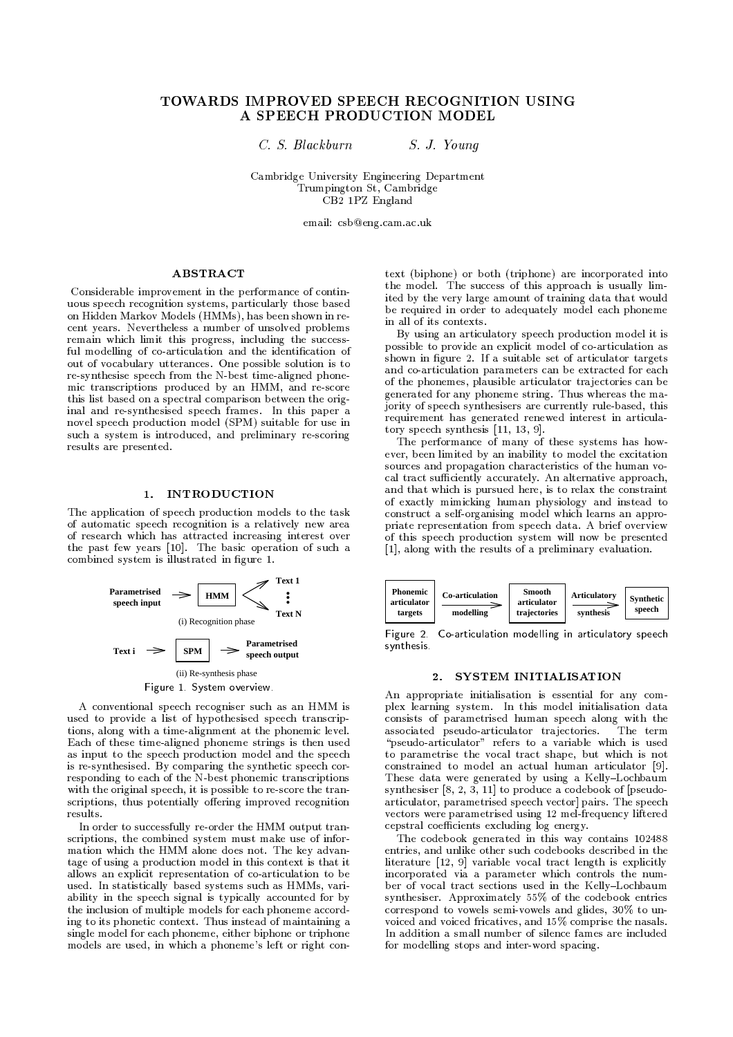# TOWARDS IMPROVED SPEECH RECOGNITION USING A SPEECH PRODUCTION MODEL

*C. S. Blackburn* *S. J. Young*

Cambridge University Engineering Department
Trumpington St, Cambridge
CB2 1PZ England

email: csb@eng.cam.ac.uk

## ABSTRACT

Considerable improvement in the performance of continuous speech recognition systems, particularly those based on Hidden Markov Models (HMMs), has been shown in recent years. Nevertheless a number of unsolved problems remain which limit this progress, including the successful modelling of co-articulation and the identification of out of vocabulary utterances. One possible solution is to re-synthesise speech from the N-best time-aligned phonemic transcriptions produced by an HMM, and re-score this list based on a spectral comparison between the original and re-synthesised speech frames. In this paper a novel speech production model (SPM) suitable for use in such a system is introduced, and preliminary re-scoring results are presented.

## 1. INTRODUCTION

The application of speech production models to the task of automatic speech recognition is a relatively new area of research which has attracted increasing interest over the past few years [10]. The basic operation of such a combined system is illustrated in figure 1.

Parametrised speech input → HMM → Text 1 ⋮ Text N

(i) Recognition phase

Text i → SPM → Parametrised speech output

(ii) Re-synthesis phase

Figure 1. System overview.

A conventional speech recogniser such as an HMM is used to provide a list of hypothesised speech transcriptions, along with a time-alignment at the phonemic level. Each of these time-aligned phoneme strings is then used as input to the speech production model and the speech is re-synthesised. By comparing the synthetic speech corresponding to each of the N-best phonemic transcriptions with the original speech, it is possible to re-score the transcriptions, thus potentially offering improved recognition results.

In order to successfully re-order the HMM output transcriptions, the combined system must make use of information which the HMM alone does not. The key advantage of using a production model in this context is that it allows an explicit representation of co-articulation to be used. In statistically based systems such as HMMs, variability in the speech signal is typically accounted for by the inclusion of multiple models for each phoneme according to its phonetic context. Thus instead of maintaining a single model for each phoneme, either biphone or triphone models are used, in which a phoneme's left or right context (biphone) or both (triphone) are incorporated into the model. The success of this approach is usually limited by the very large amount of training data that would be required in order to adequately model each phoneme in all of its contexts.

By using an articulatory speech production model it is possible to provide an explicit model of co-articulation as shown in figure 2. If a suitable set of articulator targets and co-articulation parameters can be extracted for each of the phonemes, plausible articulator trajectories can be generated for any phoneme string. Thus whereas the majority of speech synthesisers are currently rule-based, this requirement has generated renewed interest in articulatory speech synthesis [11, 13, 9].

The performance of many of these systems has however, been limited by an inability to model the excitation sources and propagation characteristics of the human vocal tract sufficiently accurately. An alternative approach, and that which is pursued here, is to relax the constraint of exactly mimicking human physiology and instead to construct a self-organising model which learns an appropriate representation from speech data. A brief overview of this speech production system will now be presented [1], along with the results of a preliminary evaluation.

Phonemic articulator targets → Co-articulation modelling → Smooth articulator trajectories → Articulatory synthesis → Synthetic speech

Figure 2. Co-articulation modelling in articulatory speech synthesis.

## 2. SYSTEM INITIALISATION

An appropriate initialisation is essential for any complex learning system. In this model initialisation data consists of parametrised human speech along with the associated pseudo-articulator trajectories. The term "pseudo-articulator" refers to a variable which is used to parametrise the vocal tract shape, but which is not constrained to model an actual human articulator [9]. These data were generated by using a Kelly–Lochbaum synthesiser [8, 2, 3, 11] to produce a codebook of [pseudo-articulator, parametrised speech vector] pairs. The speech vectors were parametrised using 12 mel-frequency liftered cepstral coefficients excluding log energy.

The codebook generated in this way contains 102488 entries, and unlike other such codebooks described in the literature [12, 9] variable vocal tract length is explicitly incorporated via a parameter which controls the number of vocal tract sections used in the Kelly–Lochbaum synthesiser. Approximately 55% of the codebook entries correspond to vowels semi-vowels and glides, 30% to unvoiced and voiced fricatives, and 15% comprise the nasals. In addition a small number of silence fames are included for modelling stops and inter-word spacing.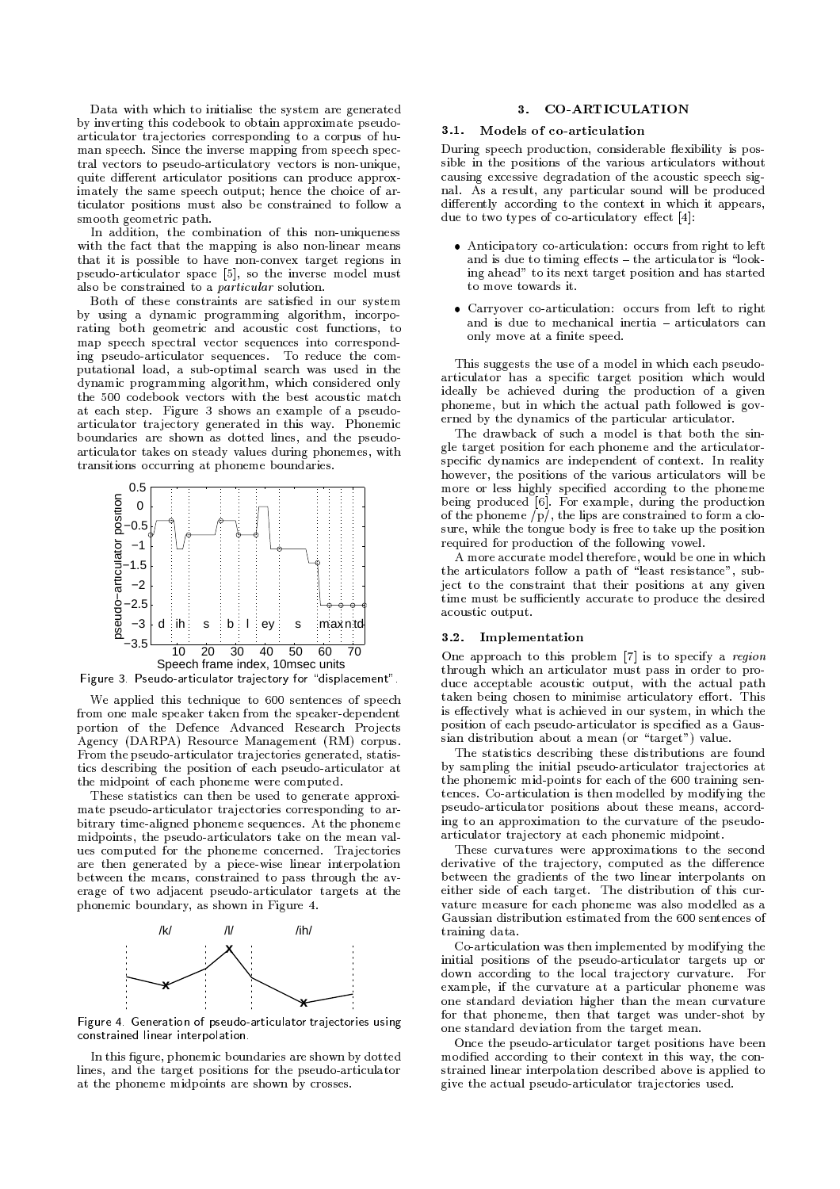Data with which to initialise the system are generated by inverting this codebook to obtain approximate pseudo-articulator trajectories corresponding to a corpus of human speech. Since the inverse mapping from speech spectral vectors to pseudo-articulatory vectors is non-unique, quite different articulator positions can produce approximately the same speech output; hence the choice of articulator positions must also be constrained to follow a smooth geometric path.

In addition, the combination of this non-uniqueness with the fact that the mapping is also non-linear means that it is possible to have non-convex target regions in pseudo-articulator space [5], so the inverse model must also be constrained to a *particular* solution.

Both of these constraints are satisfied in our system by using a dynamic programming algorithm, incorporating both geometric and acoustic cost functions, to map speech spectral vector sequences into corresponding pseudo-articulator sequences. To reduce the computational load, a sub-optimal search was used in the dynamic programming algorithm, which considered only the 500 codebook vectors with the best acoustic match at each step. Figure 3 shows an example of a pseudo-articulator trajectory generated in this way. Phonemic boundaries are shown as dotted lines, and the pseudo-articulator takes on steady values during phonemes, with transitions occurring at phoneme boundaries.

Figure 3. Pseudo-articulator trajectory for "displacement".

We applied this technique to 600 sentences of speech from one male speaker taken from the speaker-dependent portion of the Defence Advanced Research Projects Agency (DARPA) Resource Management (RM) corpus. From the pseudo-articulator trajectories generated, statistics describing the position of each pseudo-articulator at the midpoint of each phoneme were computed.

These statistics can then be used to generate approximate pseudo-articulator trajectories corresponding to arbitrary time-aligned phoneme sequences. At the phoneme midpoints, the pseudo-articulators take on the mean values computed for the phoneme concerned. Trajectories are then generated by a piece-wise linear interpolation between the means, constrained to pass through the average of two adjacent pseudo-articulator targets at the phonemic boundary, as shown in Figure 4.

Figure 4. Generation of pseudo-articulator trajectories using constrained linear interpolation.

In this figure, phonemic boundaries are shown by dotted lines, and the target positions for the pseudo-articulator at the phoneme midpoints are shown by crosses.

## 3. CO-ARTICULATION

### 3.1. Models of co-articulation

During speech production, considerable flexibility is possible in the positions of the various articulators without causing excessive degradation of the acoustic speech signal. As a result, any particular sound will be produced differently according to the context in which it appears, due to two types of co-articulatory effect [4]:

- Anticipatory co-articulation: occurs from right to left and is due to timing effects – the articulator is "looking ahead" to its next target position and has started to move towards it.
- Carryover co-articulation: occurs from left to right and is due to mechanical inertia – articulators can only move at a finite speed.

This suggests the use of a model in which each pseudo-articulator has a specific target position which would ideally be achieved during the production of a given phoneme, but in which the actual path followed is governed by the dynamics of the particular articulator.

The drawback of such a model is that both the single target position for each phoneme and the articulator-specific dynamics are independent of context. In reality however, the positions of the various articulators will be more or less highly specified according to the phoneme being produced [6]. For example, during the production of the phoneme /p/, the lips are constrained to form a closure, while the tongue body is free to take up the position required for production of the following vowel.

A more accurate model therefore, would be one in which the articulators follow a path of "least resistance", subject to the constraint that their positions at any given time must be sufficiently accurate to produce the desired acoustic output.

### 3.2. Implementation

One approach to this problem [7] is to specify a *region* through which an articulator must pass in order to produce acceptable acoustic output, with the actual path taken being chosen to minimise articulatory effort. This is effectively what is achieved in our system, in which the position of each pseudo-articulator is specified as a Gaussian distribution about a mean (or "target") value.

The statistics describing these distributions are found by sampling the initial pseudo-articulator trajectories at the phonemic mid-points for each of the 600 training sentences. Co-articulation is then modelled by modifying the pseudo-articulator positions about these means, according to an approximation to the curvature of the pseudo-articulator trajectory at each phonemic midpoint.

These curvatures were approximations to the second derivative of the trajectory, computed as the difference between the gradients of the two linear interpolants on either side of each target. The distribution of this curvature measure for each phoneme was also modelled as a Gaussian distribution estimated from the 600 sentences of training data.

Co-articulation was then implemented by modifying the initial positions of the pseudo-articulator targets up or down according to the local trajectory curvature. For example, if the curvature at a particular phoneme was one standard deviation higher than the mean curvature for that phoneme, then that target was under-shot by one standard deviation from the target mean.

Once the pseudo-articulator target positions have been modified according to their context in this way, the constrained linear interpolation described above is applied to give the actual pseudo-articulator trajectories used.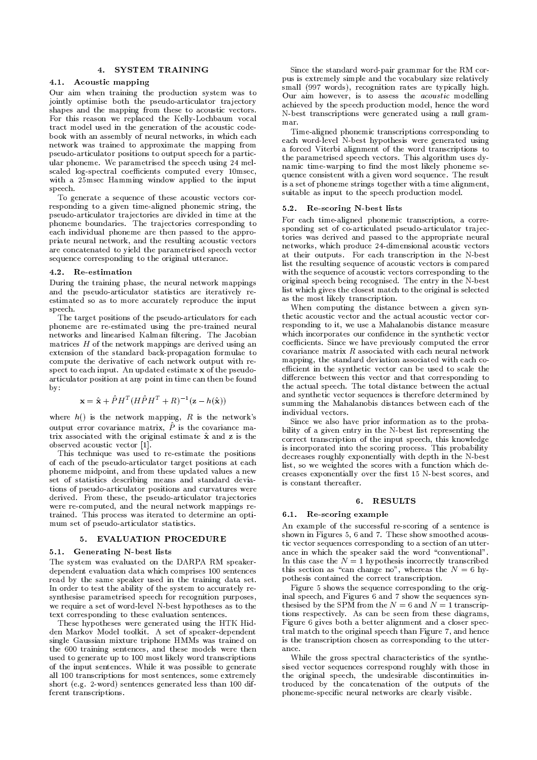## 4. SYSTEM TRAINING

### 4.1. Acoustic mapping

Our aim when training the production system was to jointly optimise both the pseudo-articulator trajectory shapes and the mapping from these to acoustic vectors. For this reason we replaced the Kelly-Lochbaum vocal tract model used in the generation of the acoustic codebook with an assembly of neural networks, in which each network was trained to approximate the mapping from pseudo-articulator positions to output speech for a particular phoneme. We parametrised the speech using 24 mel-scaled log-spectral coefficients computed every 10msec, with a 25msec Hamming window applied to the input speech.

To generate a sequence of these acoustic vectors corresponding to a given time-aligned phonemic string, the pseudo-articulator trajectories are divided in time at the phoneme boundaries. The trajectories corresponding to each individual phoneme are then passed to the appropriate neural network, and the resulting acoustic vectors are concatenated to yield the parametrised speech vector sequence corresponding to the original utterance.

### 4.2. Re-estimation

During the training phase, the neural network mappings and the pseudo-articulator statistics are iteratively re-estimated so as to more accurately reproduce the input speech.

The target positions of the pseudo-articulators for each phoneme are re-estimated using the pre-trained neural networks and linearised Kalman filtering. The Jacobian matrices $H$ of the network mappings are derived using an extension of the standard back-propagation formulae to compute the derivative of each network output with respect to each input. An updated estimate $\mathbf{x}$ of the pseudo-articulator position at any point in time can then be found by:

$$\mathbf{x} = \hat{\mathbf{x}} + \hat{P}H^T(H\hat{P}H^T + R)^{-1}(\mathbf{z} - h(\hat{\mathbf{x}}))$$

where $h()$ is the network mapping, $R$ is the network's output error covariance matrix, $\hat{P}$ is the covariance matrix associated with the original estimate $\hat{\mathbf{x}}$ and $\mathbf{z}$ is the observed acoustic vector [1].

This technique was used to re-estimate the positions of each of the pseudo-articulator target positions at each phoneme midpoint, and from these updated values a new set of statistics describing means and standard deviations of pseudo-articulator positions and curvatures were derived. From these, the pseudo-articulator trajectories were re-computed, and the neural network mappings retrained. This process was iterated to determine an optimum set of pseudo-articulator statistics.

## 5. EVALUATION PROCEDURE

### 5.1. Generating N-best lists

The system was evaluated on the DARPA RM speaker-dependent evaluation data which comprises 100 sentences read by the same speaker used in the training data set. In order to test the ability of the system to accurately resynthesise parametrised speech for recognition purposes, we require a set of word-level N-best hypotheses as to the text corresponding to these evaluation sentences.

These hypotheses were generated using the HTK Hidden Markov Model toolkit. A set of speaker-dependent single Gaussian mixture triphone HMMs was trained on the 600 training sentences, and these models were then used to generate up to 100 most likely word transcriptions of the input sentences. While it was possible to generate all 100 transcriptions for most sentences, some extremely short (e.g. 2-word) sentences generated less than 100 different transcriptions.

Since the standard word-pair grammar for the RM corpus is extremely simple and the vocabulary size relatively small (997 words), recognition rates are typically high. Our aim however, is to assess the *acoustic* modelling achieved by the speech production model, hence the word N-best transcriptions were generated using a null grammar.

Time-aligned phonemic transcriptions corresponding to each word-level N-best hypothesis were generated using a forced Viterbi alignment of the word transcriptions to the parametrised speech vectors. This algorithm uses dynamic time-warping to find the most likely phoneme sequence consistent with a given word sequence. The result is a set of phoneme strings together with a time alignment, suitable as input to the speech production model.

### 5.2. Re-scoring N-best lists

For each time-aligned phonemic transcription, a corresponding set of co-articulated pseudo-articulator trajectories was derived and passed to the appropriate neural networks, which produce 24-dimensional acoustic vectors at their outputs. For each transcription in the N-best list the resulting sequence of acoustic vectors is compared with the sequence of acoustic vectors corresponding to the original speech being recognised. The entry in the N-best list which gives the closest match to the original is selected as the most likely transcription.

When computing the distance between a given synthetic acoustic vector and the actual acoustic vector corresponding to it, we use a Mahalanobis distance measure which incorporates our confidence in the synthetic vector coefficients. Since we have previously computed the error covariance matrix $R$ associated with each neural network mapping, the standard deviation associated with each coefficient in the synthetic vector can be used to scale the difference between this vector and that corresponding to the actual speech. The total distance between the actual and synthetic vector sequences is therefore determined by summing the Mahalanobis distances between each of the individual vectors.

Since we also have prior information as to the probability of a given entry in the N-best list representing the correct transcription of the input speech, this knowledge is incorporated into the scoring process. This probability decreases roughly exponentially with depth in the N-best list, so we weighted the scores with a function which decreases exponentially over the first 15 N-best scores, and is constant thereafter.

## 6. RESULTS

### 6.1. Re-scoring example

An example of the successful re-scoring of a sentence is shown in Figures 5, 6 and 7. These show smoothed acoustic vector sequences corresponding to a section of an utterance in which the speaker said the word "conventional". In this case the $N = 1$ hypothesis incorrectly transcribed this section as "can change no", whereas the $N = 6$ hypothesis contained the correct transcription.

Figure 5 shows the sequence corresponding to the original speech, and Figures 6 and 7 show the sequences synthesised by the SPM from the $N = 6$ and $N = 1$ transcriptions respectively. As can be seen from these diagrams, Figure 6 gives both a better alignment and a closer spectral match to the original speech than Figure 7, and hence is the transcription chosen as corresponding to the utterance.

While the gross spectral characteristics of the synthesised vector sequences correspond roughly with those in the original speech, the undesirable discontinuities introduced by the concatenation of the outputs of the phoneme-specific neural networks are clearly visible.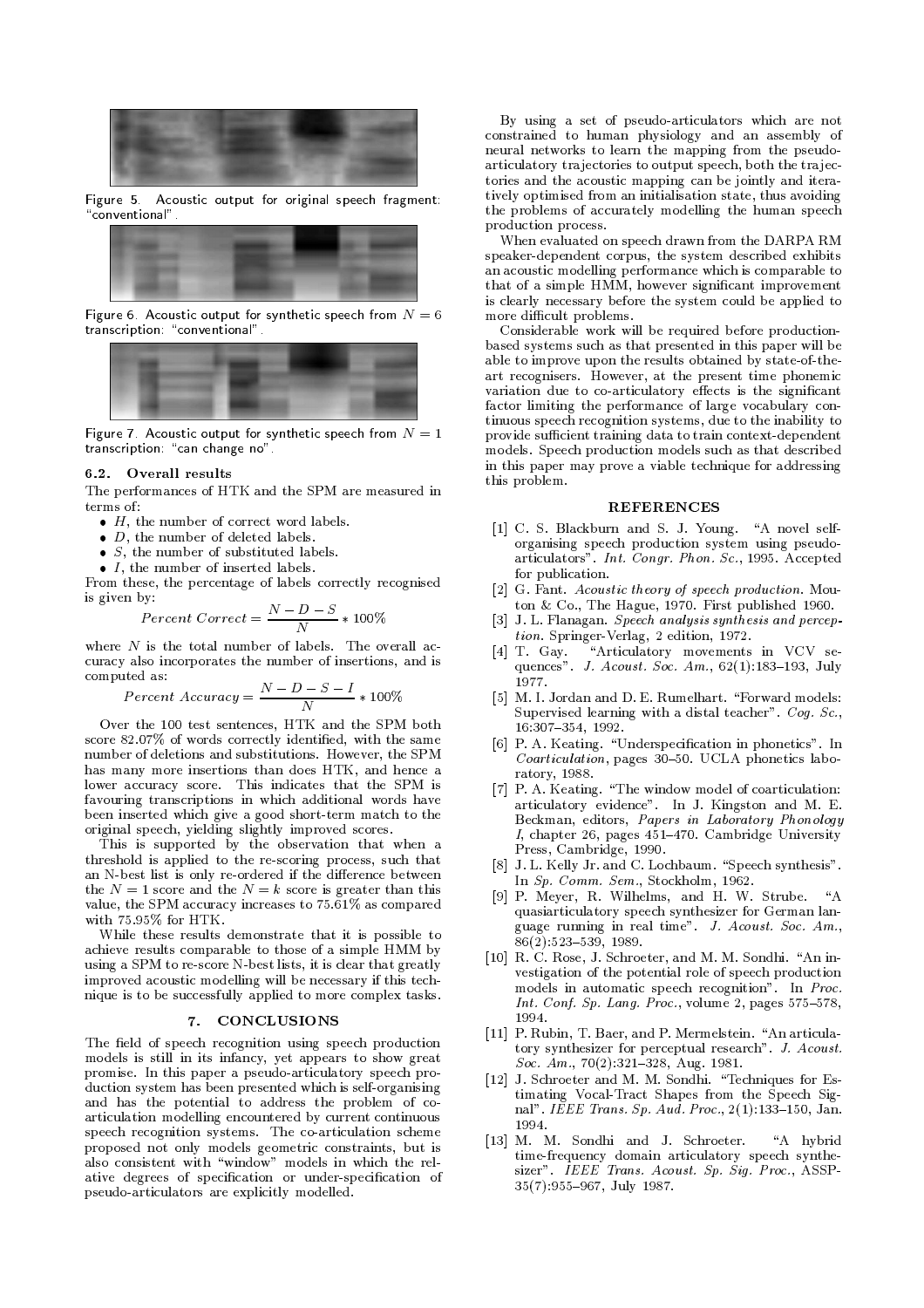Figure 5. Acoustic output for original speech fragment: "conventional".

Figure 6. Acoustic output for synthetic speech from $N = 6$ transcription: "conventional".

Figure 7. Acoustic output for synthetic speech from $N = 1$ transcription: "can change no".

### 6.2. Overall results

The performances of HTK and the SPM are measured in terms of:

- $H$, the number of correct word labels.
- $D$, the number of deleted labels.
- $S$, the number of substituted labels.
- $I$, the number of inserted labels.

From these, the percentage of labels correctly recognised is given by:

$$Percent\ Correct = \frac{N - D - S}{N} * 100\%$$

where $N$ is the total number of labels. The overall accuracy also incorporates the number of insertions, and is computed as:

$$Percent\ Accuracy = \frac{N - D - S - I}{N} * 100\%$$

Over the 100 test sentences, HTK and the SPM both score 82.07% of words correctly identified, with the same number of deletions and substitutions. However, the SPM has many more insertions than does HTK, and hence a lower accuracy score. This indicates that the SPM is favouring transcriptions in which additional words have been inserted which give a good short-term match to the original speech, yielding slightly improved scores.

This is supported by the observation that when a threshold is applied to the re-scoring process, such that an N-best list is only re-ordered if the difference between the $N = 1$ score and the $N = k$ score is greater than this value, the SPM accuracy increases to 75.61% as compared with 75.95% for HTK.

While these results demonstrate that it is possible to achieve results comparable to those of a simple HMM by using a SPM to re-score N-best lists, it is clear that greatly improved acoustic modelling will be necessary if this technique is to be successfully applied to more complex tasks.

## 7. CONCLUSIONS

The field of speech recognition using speech production models is still in its infancy, yet appears to show great promise. In this paper a pseudo-articulatory speech production system has been presented which is self-organising and has the potential to address the problem of co-articulation modelling encountered by current continuous speech recognition systems. The co-articulation scheme proposed not only models geometric constraints, but is also consistent with "window" models in which the relative degrees of specification or under-specification of pseudo-articulators are explicitly modelled.

By using a set of pseudo-articulators which are not constrained to human physiology and an assembly of neural networks to learn the mapping from the pseudo-articulatory trajectories to output speech, both the trajectories and the acoustic mapping can be jointly and iteratively optimised from an initialisation state, thus avoiding the problems of accurately modelling the human speech production process.

When evaluated on speech drawn from the DARPA RM speaker-dependent corpus, the system described exhibits an acoustic modelling performance which is comparable to that of a simple HMM, however significant improvement is clearly necessary before the system could be applied to more difficult problems.

Considerable work will be required before production-based systems such as that presented in this paper will be able to improve upon the results obtained by state-of-the-art recognisers. However, at the present time phonemic variation due to co-articulatory effects is the significant factor limiting the performance of large vocabulary continuous speech recognition systems, due to the inability to provide sufficient training data to train context-dependent models. Speech production models such as that described in this paper may prove a viable technique for addressing this problem.

## REFERENCES

[1] C. S. Blackburn and S. J. Young. "A novel self-organising speech production system using pseudo-articulators". *Int. Congr. Phon. Sc.*, 1995. Accepted for publication.

[2] G. Fant. *Acoustic theory of speech production*. Mouton & Co., The Hague, 1970. First published 1960.

[3] J. L. Flanagan. *Speech analysis synthesis and perception*. Springer-Verlag, 2 edition, 1972.

[4] T. Gay. "Articulatory movements in VCV sequences". *J. Acoust. Soc. Am.*, 62(1):183–193, July 1977.

[5] M. I. Jordan and D. E. Rumelhart. "Forward models: Supervised learning with a distal teacher". *Cog. Sc.*, 16:307–354, 1992.

[6] P. A. Keating. "Underspecification in phonetics". In *Coarticulation*, pages 30–50. UCLA phonetics laboratory, 1988.

[7] P. A. Keating. "The window model of coarticulation: articulatory evidence". In J. Kingston and M. E. Beckman, editors, *Papers in Laboratory Phonology I*, chapter 26, pages 451–470. Cambridge University Press, Cambridge, 1990.

[8] J. L. Kelly Jr. and C. Lochbaum. "Speech synthesis". In *Sp. Comm. Sem.*, Stockholm, 1962.

[9] P. Meyer, R. Wilhelms, and H. W. Strube. "A quasiarticulatory speech synthesizer for German language running in real time". *J. Acoust. Soc. Am.*, 86(2):523–539, 1989.

[10] R. C. Rose, J. Schroeter, and M. M. Sondhi. "An investigation of the potential role of speech production models in automatic speech recognition". In *Proc. Int. Conf. Sp. Lang. Proc.*, volume 2, pages 575–578, 1994.

[11] P. Rubin, T. Baer, and P. Mermelstein. "An articulatory synthesizer for perceptual research". *J. Acoust. Soc. Am.*, 70(2):321–328, Aug. 1981.

[12] J. Schroeter and M. M. Sondhi. "Techniques for Estimating Vocal-Tract Shapes from the Speech Signal". *IEEE Trans. Sp. Aud. Proc.*, 2(1):133–150, Jan. 1994.

[13] M. M. Sondhi and J. Schroeter. "A hybrid time-frequency domain articulatory speech synthesizer". *IEEE Trans. Acoust. Sp. Sig. Proc.*, ASSP-35(7):955–967, July 1987.